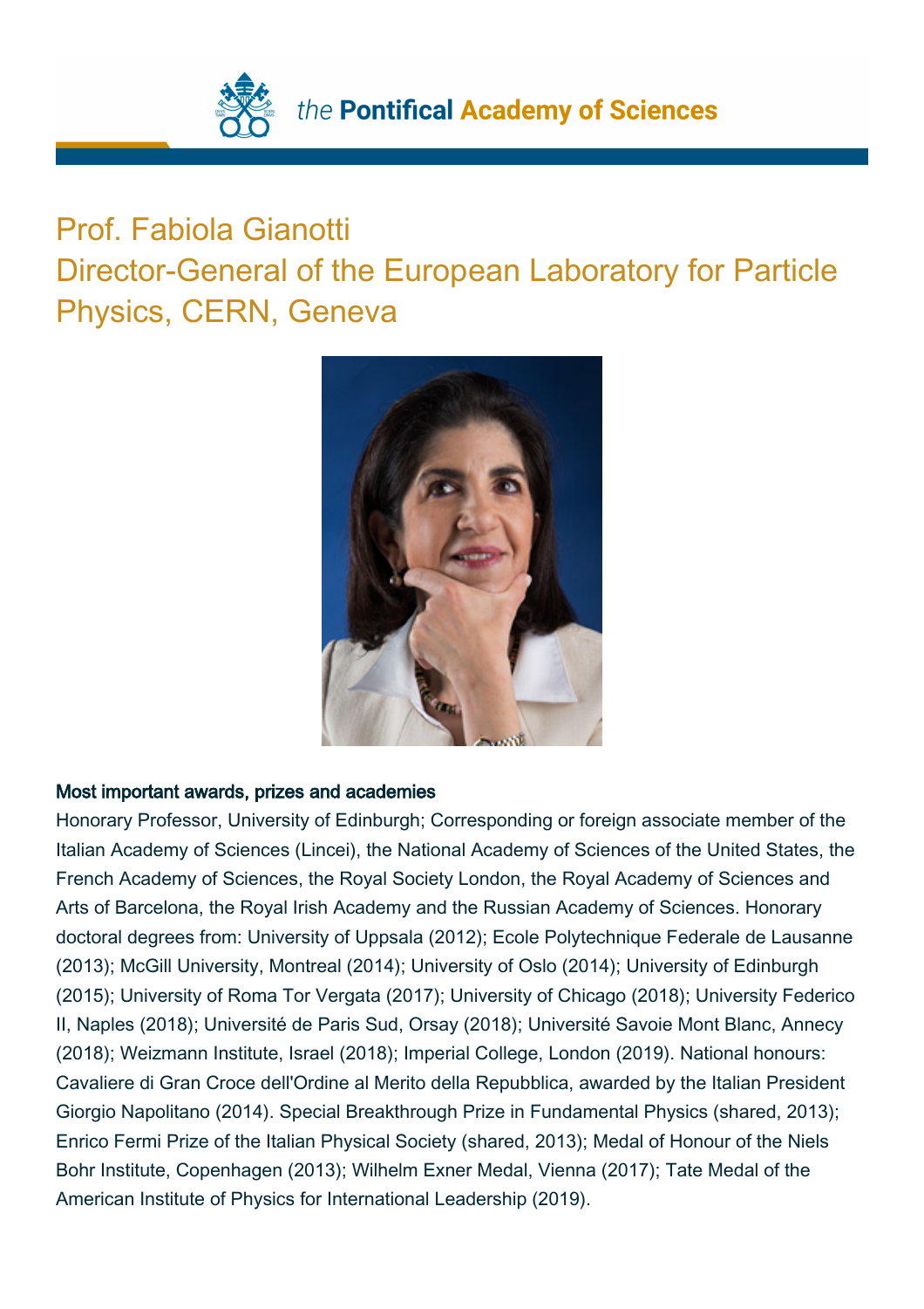# Prof. Fabiola Gianotti
## Director-General of the European Laboratory for Particle Physics, CERN, Geneva

**Most important awards, prizes and academies**

Honorary Professor, University of Edinburgh; Corresponding or foreign associate member of the Italian Academy of Sciences (Lincei), the National Academy of Sciences of the United States, the French Academy of Sciences, the Royal Society London, the Royal Academy of Sciences and Arts of Barcelona, the Royal Irish Academy and the Russian Academy of Sciences. Honorary doctoral degrees from: University of Uppsala (2012); Ecole Polytechnique Federale de Lausanne (2013); McGill University, Montreal (2014); University of Oslo (2014); University of Edinburgh (2015); University of Roma Tor Vergata (2017); University of Chicago (2018); University Federico II, Naples (2018); Université de Paris Sud, Orsay (2018); Université Savoie Mont Blanc, Annecy (2018); Weizmann Institute, Israel (2018); Imperial College, London (2019). National honours: Cavaliere di Gran Croce dell'Ordine al Merito della Repubblica, awarded by the Italian President Giorgio Napolitano (2014). Special Breakthrough Prize in Fundamental Physics (shared, 2013); Enrico Fermi Prize of the Italian Physical Society (shared, 2013); Medal of Honour of the Niels Bohr Institute, Copenhagen (2013); Wilhelm Exner Medal, Vienna (2017); Tate Medal of the American Institute of Physics for International Leadership (2019).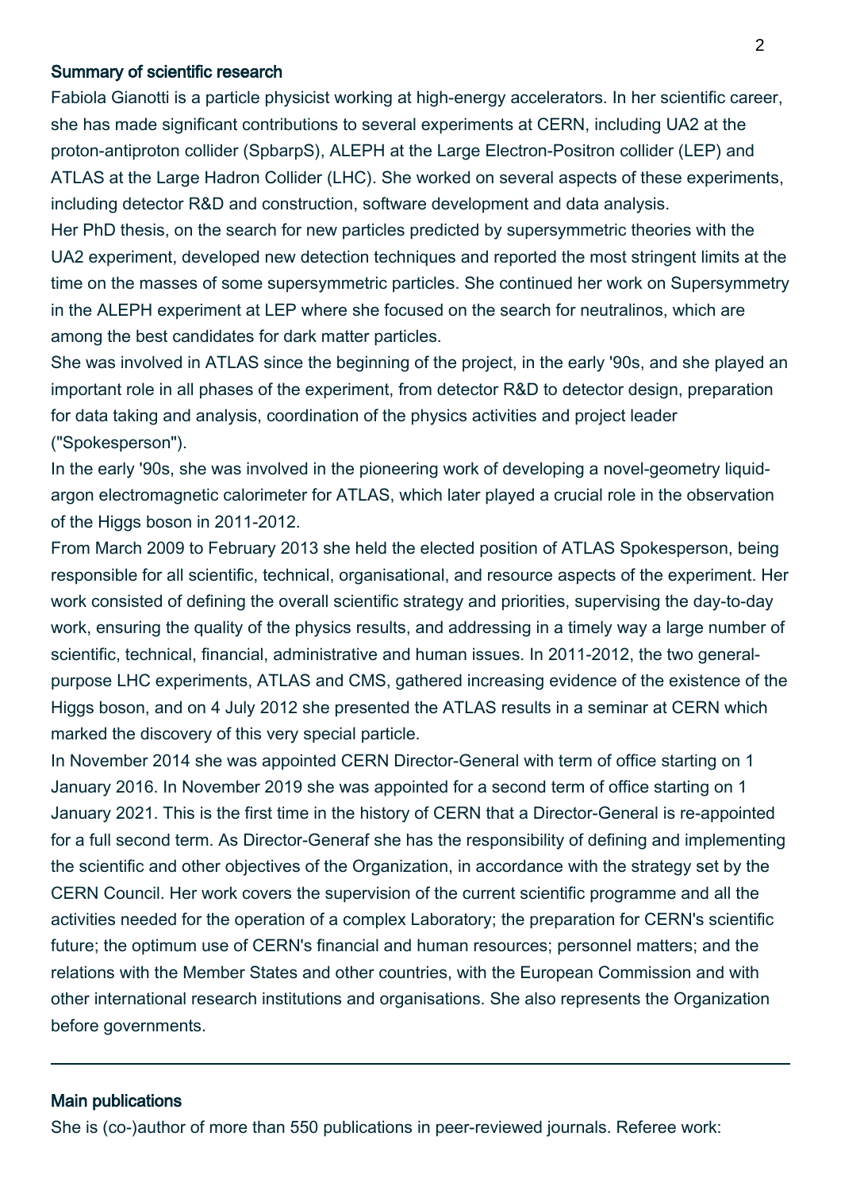## Summary of scientific research

Fabiola Gianotti is a particle physicist working at high-energy accelerators. In her scientific career, she has made significant contributions to several experiments at CERN, including UA2 at the proton-antiproton collider (SpbarpS), ALEPH at the Large Electron-Positron collider (LEP) and ATLAS at the Large Hadron Collider (LHC). She worked on several aspects of these experiments, including detector R&D and construction, software development and data analysis.

Her PhD thesis, on the search for new particles predicted by supersymmetric theories with the UA2 experiment, developed new detection techniques and reported the most stringent limits at the time on the masses of some supersymmetric particles. She continued her work on Supersymmetry in the ALEPH experiment at LEP where she focused on the search for neutralinos, which are among the best candidates for dark matter particles.

She was involved in ATLAS since the beginning of the project, in the early '90s, and she played an important role in all phases of the experiment, from detector R&D to detector design, preparation for data taking and analysis, coordination of the physics activities and project leader ("Spokesperson").

In the early '90s, she was involved in the pioneering work of developing a novel-geometry liquid-argon electromagnetic calorimeter for ATLAS, which later played a crucial role in the observation of the Higgs boson in 2011-2012.

From March 2009 to February 2013 she held the elected position of ATLAS Spokesperson, being responsible for all scientific, technical, organisational, and resource aspects of the experiment. Her work consisted of defining the overall scientific strategy and priorities, supervising the day-to-day work, ensuring the quality of the physics results, and addressing in a timely way a large number of scientific, technical, financial, administrative and human issues. In 2011-2012, the two general-purpose LHC experiments, ATLAS and CMS, gathered increasing evidence of the existence of the Higgs boson, and on 4 July 2012 she presented the ATLAS results in a seminar at CERN which marked the discovery of this very special particle.

In November 2014 she was appointed CERN Director-General with term of office starting on 1 January 2016. In November 2019 she was appointed for a second term of office starting on 1 January 2021. This is the first time in the history of CERN that a Director-General is re-appointed for a full second term. As Director-Generaf she has the responsibility of defining and implementing the scientific and other objectives of the Organization, in accordance with the strategy set by the CERN Council. Her work covers the supervision of the current scientific programme and all the activities needed for the operation of a complex Laboratory; the preparation for CERN's scientific future; the optimum use of CERN's financial and human resources; personnel matters; and the relations with the Member States and other countries, with the European Commission and with other international research institutions and organisations. She also represents the Organization before governments.

---

## Main publications

She is (co-)author of more than 550 publications in peer-reviewed journals. Referee work: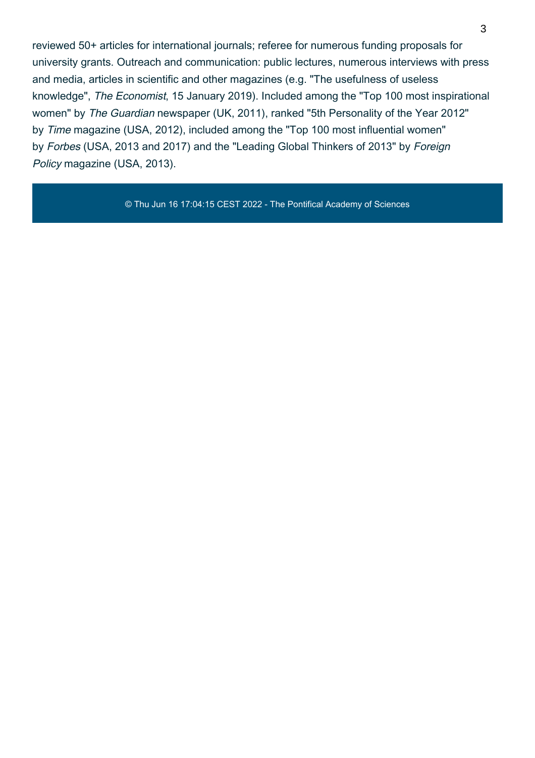reviewed 50+ articles for international journals; referee for numerous funding proposals for university grants. Outreach and communication: public lectures, numerous interviews with press and media, articles in scientific and other magazines (e.g. "The usefulness of useless knowledge", *The Economist*, 15 January 2019). Included among the "Top 100 most inspirational women" by *The Guardian* newspaper (UK, 2011), ranked "5th Personality of the Year 2012" by *Time* magazine (USA, 2012), included among the "Top 100 most influential women" by *Forbes* (USA, 2013 and 2017) and the "Leading Global Thinkers of 2013" by *Foreign Policy* magazine (USA, 2013).

© Thu Jun 16 17:04:15 CEST 2022 - The Pontifical Academy of Sciences